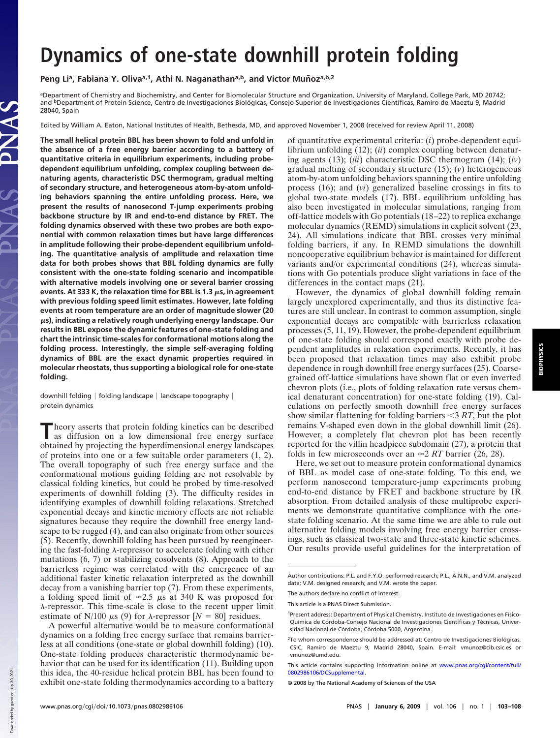# Dynamics of one-state downhill protein folding

**Peng Li[a], Fabiana Y. Oliva[a,1], Athi N. Naganathan[a,b], and Victor Muñoz[a,b,2]**

[a]Department of Chemistry and Biochemistry, and Center for Biomolecular Structure and Organization, University of Maryland, College Park, MD 20742; and [b]Department of Protein Science, Centro de Investigaciones Biológicas, Consejo Superior de Investigaciones Científicas, Ramiro de Maeztu 9, Madrid 28040, Spain

Edited by William A. Eaton, National Institutes of Health, Bethesda, MD, and approved November 1, 2008 (received for review April 11, 2008)

**The small helical protein BBL has been shown to fold and unfold in the absence of a free energy barrier according to a battery of quantitative criteria in equilibrium experiments, including probe-dependent equilibrium unfolding, complex coupling between denaturing agents, characteristic DSC thermogram, gradual melting of secondary structure, and heterogeneous atom-by-atom unfolding behaviors spanning the entire unfolding process. Here, we present the results of nanosecond T-jump experiments probing backbone structure by IR and end-to-end distance by FRET. The folding dynamics observed with these two probes are both exponential with common relaxation times but have large differences in amplitude following their probe-dependent equilibrium unfolding. The quantitative analysis of amplitude and relaxation time data for both probes shows that BBL folding dynamics are fully consistent with the one-state folding scenario and incompatible with alternative models involving one or several barrier crossing events. At 333 K, the relaxation time for BBL is 1.3 μs, in agreement with previous folding speed limit estimates. However, late folding events at room temperature are an order of magnitude slower (20 μs), indicating a relatively rough underlying energy landscape. Our results in BBL expose the dynamic features of one-state folding and chart the intrinsic time-scales for conformational motions along the folding process. Interestingly, the simple self-averaging folding dynamics of BBL are the exact dynamic properties required in molecular rheostats, thus supporting a biological role for one-state folding.**

downhill folding | folding landscape | landscape topography | protein dynamics

Theory asserts that protein folding kinetics can be described as diffusion on a low dimensional free energy surface obtained by projecting the hyperdimensional energy landscapes of proteins into one or a few suitable order parameters (1, 2). The overall topography of such free energy surface and the conformational motions guiding folding are not resolvable by classical folding kinetics, but could be probed by time-resolved experiments of downhill folding (3). The difficulty resides in identifying examples of downhill folding relaxations. Stretched exponential decays and kinetic memory effects are not reliable signatures because they require the downhill free energy landscape to be rugged (4), and can also originate from other sources (5). Recently, downhill folding has been pursued by reengineering the fast-folding λ-repressor to accelerate folding with either mutations (6, 7) or stabilizing cosolvents (8). Approach to the barrierless regime was correlated with the emergence of an additional faster kinetic relaxation interpreted as the downhill decay from a vanishing barrier top (7). From these experiments, a folding speed limit of ≈2.5 μs at 340 K was proposed for λ-repressor. This time-scale is close to the recent upper limit estimate of N/100 μs (9) for λ-repressor [$N = 80$] residues.

A powerful alternative would be to measure conformational dynamics on a folding free energy surface that remains barrierless at all conditions (one-state or global downhill folding) (10). One-state folding produces characteristic thermodynamic behavior that can be used for its identification (11). Building upon this idea, the 40-residue helical protein BBL has been found to exhibit one-state folding thermodynamics according to a battery of quantitative experimental criteria: (*i*) probe-dependent equilibrium unfolding (12); (*ii*) complex coupling between denaturing agents (13); (*iii*) characteristic DSC thermogram (14); (*iv*) gradual melting of secondary structure (15); (*v*) heterogeneous atom-by-atom unfolding behaviors spanning the entire unfolding process (16); and (*vi*) generalized baseline crossings in fits to global two-state models (17). BBL equilibrium unfolding has also been investigated in molecular simulations, ranging from off-lattice models with Go potentials (18–22) to replica exchange molecular dynamics (REMD) simulations in explicit solvent (23, 24). All simulations indicate that BBL crosses very minimal folding barriers, if any. In REMD simulations the downhill noncooperative equilibrium behavior is maintained for different variants and/or experimental conditions (24), whereas simulations with Go potentials produce slight variations in face of the differences in the contact maps (21).

However, the dynamics of global downhill folding remain largely unexplored experimentally, and thus its distinctive features are still unclear. In contrast to common assumption, single exponential decays are compatible with barrierless relaxation processes (5, 11, 19). However, the probe-dependent equilibrium of one-state folding should correspond exactly with probe dependent amplitudes in relaxation experiments. Recently, it has been proposed that relaxation times may also exhibit probe dependence in rough downhill free energy surfaces (25). Coarse-grained off-lattice simulations have shown flat or even inverted chevron plots (i.e., plots of folding relaxation rate versus chemical denaturant concentration) for one-state folding (19). Calculations on perfectly smooth downhill free energy surfaces show similar flattening for folding barriers $<3\ RT$, but the plot remains V-shaped even down in the global downhill limit (26). However, a completely flat chevron plot has been recently reported for the villin headpiece subdomain (27), a protein that folds in few microseconds over an ≈2 $RT$ barrier (26, 28).

Here, we set out to measure protein conformational dynamics of BBL as model case of one-state folding. To this end, we perform nanosecond temperature-jump experiments probing end-to-end distance by FRET and backbone structure by IR absorption. From detailed analysis of these multiprobe experiments we demonstrate quantitative compliance with the one-state folding scenario. At the same time we are able to rule out alternative folding models involving free energy barrier crossings, such as classical two-state and three-state kinetic schemes. Our results provide useful guidelines for the interpretation of

---

Author contributions: P.L. and F.Y.O. performed research; P.L., A.N.N., and V.M. analyzed data; V.M. designed research; and V.M. wrote the paper.

The authors declare no conflict of interest.

This article is a PNAS Direct Submission.

[1]Present address: Department of Physical Chemistry, Instituto de Investigaciones en Físico-Química de Córdoba-Consejo Nacional de Investigaciones Científicas y Técnicas, Universidad Nacional de Córdoba, Córdoba 5000, Argentina.

[2]To whom correspondence should be addressed at: Centro de Investigaciones Biológicas, CSIC, Ramiro de Maeztu 9, Madrid 28040, Spain. E-mail: vmunoz@cib.csic.es or vmunoz@umd.edu.

This article contains supporting information online at www.pnas.org/cgi/content/full/0802986106/DCSupplemental.

© 2008 by The National Academy of Sciences of the USA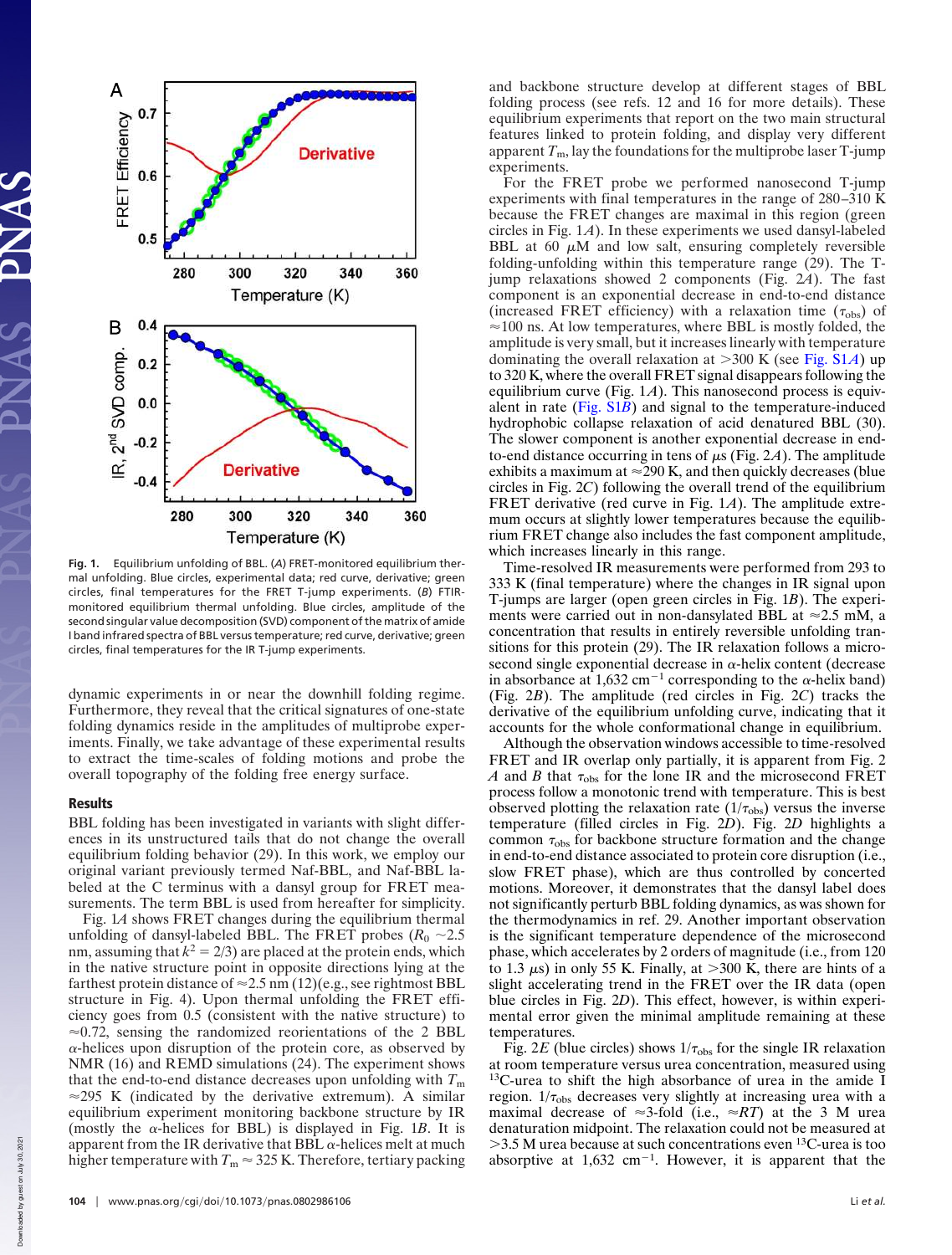Fig. 1. Equilibrium unfolding of BBL. (*A*) FRET-monitored equilibrium thermal unfolding. Blue circles, experimental data; red curve, derivative; green circles, final temperatures for the FRET T-jump experiments. (*B*) FTIR-monitored equilibrium thermal unfolding. Blue circles, amplitude of the second singular value decomposition (SVD) component of the matrix of amide I band infrared spectra of BBL versus temperature; red curve, derivative; green circles, final temperatures for the IR T-jump experiments.

dynamic experiments in or near the downhill folding regime. Furthermore, they reveal that the critical signatures of one-state folding dynamics reside in the amplitudes of multiprobe experiments. Finally, we take advantage of these experimental results to extract the time-scales of folding motions and probe the overall topography of the folding free energy surface.

## Results

BBL folding has been investigated in variants with slight differences in its unstructured tails that do not change the overall equilibrium folding behavior (29). In this work, we employ our original variant previously termed Naf-BBL, and Naf-BBL labeled at the C terminus with a dansyl group for FRET measurements. The term BBL is used from hereafter for simplicity.

Fig. 1*A* shows FRET changes during the equilibrium thermal unfolding of dansyl-labeled BBL. The FRET probes ($R_0$ ~2.5 nm, assuming that $k^2 = 2/3$) are placed at the protein ends, which in the native structure point in opposite directions lying at the farthest protein distance of ≈2.5 nm (12)(e.g., see rightmost BBL structure in Fig. 4). Upon thermal unfolding the FRET efficiency goes from 0.5 (consistent with the native structure) to ≈0.72, sensing the randomized reorientations of the 2 BBL α-helices upon disruption of the protein core, as observed by NMR (16) and REMD simulations (24). The experiment shows that the end-to-end distance decreases upon unfolding with $T_m$ ≈295 K (indicated by the derivative extremum). A similar equilibrium experiment monitoring backbone structure by IR (mostly the α-helices for BBL) is displayed in Fig. 1*B*. It is apparent from the IR derivative that BBL α-helices melt at much higher temperature with $T_m$ ≈ 325 K. Therefore, tertiary packing and backbone structure develop at different stages of BBL folding process (see refs. 12 and 16 for more details). These equilibrium experiments that report on the two main structural features linked to protein folding, and display very different apparent $T_m$, lay the foundations for the multiprobe laser T-jump experiments.

For the FRET probe we performed nanosecond T-jump experiments with final temperatures in the range of 280–310 K because the FRET changes are maximal in this region (green circles in Fig. 1*A*). In these experiments we used dansyl-labeled BBL at 60 μM and low salt, ensuring completely reversible folding-unfolding within this temperature range (29). The T-jump relaxations showed 2 components (Fig. 2*A*). The fast component is an exponential decrease in end-to-end distance (increased FRET efficiency) with a relaxation time ($\tau_{obs}$) of ≈100 ns. At low temperatures, where BBL is mostly folded, the amplitude is very small, but it increases linearly with temperature dominating the overall relaxation at >300 K (see Fig. S1*A*) up to 320 K, where the overall FRET signal disappears following the equilibrium curve (Fig. 1*A*). This nanosecond process is equivalent in rate (Fig. S1*B*) and signal to the temperature-induced hydrophobic collapse relaxation of acid denatured BBL (30). The slower component is another exponential decrease in end-to-end distance occurring in tens of μs (Fig. 2*A*). The amplitude exhibits a maximum at ≈290 K, and then quickly decreases (blue circles in Fig. 2*C*) following the overall trend of the equilibrium FRET derivative (red curve in Fig. 1*A*). The amplitude extremum occurs at slightly lower temperatures because the equilibrium FRET change also includes the fast component amplitude, which increases linearly in this range.

Time-resolved IR measurements were performed from 293 to 333 K (final temperature) where the changes in IR signal upon T-jumps are larger (open green circles in Fig. 1*B*). The experiments were carried out in non-dansylated BBL at ≈2.5 mM, a concentration that results in entirely reversible unfolding transitions for this protein (29). The IR relaxation follows a microsecond single exponential decrease in α-helix content (decrease in absorbance at 1,632 $cm^{-1}$ corresponding to the α-helix band) (Fig. 2*B*). The amplitude (red circles in Fig. 2*C*) tracks the derivative of the equilibrium unfolding curve, indicating that it accounts for the whole conformational change in equilibrium.

Although the observation windows accessible to time-resolved FRET and IR overlap only partially, it is apparent from Fig. 2 *A* and *B* that $\tau_{obs}$ for the lone IR and the microsecond FRET process follow a monotonic trend with temperature. This is best observed plotting the relaxation rate ($1/\tau_{obs}$) versus the inverse temperature (filled circles in Fig. 2*D*). Fig. 2*D* highlights a common $\tau_{obs}$ for backbone structure formation and the change in end-to-end distance associated to protein core disruption (i.e., slow FRET phase), which are thus controlled by concerted motions. Moreover, it demonstrates that the dansyl label does not significantly perturb BBL folding dynamics, as was shown for the thermodynamics in ref. 29. Another important observation is the significant temperature dependence of the microsecond phase, which accelerates by 2 orders of magnitude (i.e., from 120 to 1.3 μs) in only 55 K. Finally, at >300 K, there are hints of a slight accelerating trend in the FRET over the IR data (open blue circles in Fig. 2*D*). This effect, however, is within experimental error given the minimal amplitude remaining at these temperatures.

Fig. 2*E* (blue circles) shows $1/\tau_{obs}$ for the single IR relaxation at room temperature versus urea concentration, measured using $^{13}$C-urea to shift the high absorbance of urea in the amide I region. $1/\tau_{obs}$ decreases very slightly at increasing urea with a maximal decrease of ≈3-fold (i.e., ≈$RT$) at the 3 M urea denaturation midpoint. The relaxation could not be measured at >3.5 M urea because at such concentrations even $^{13}$C-urea is too absorptive at 1,632 $cm^{-1}$. However, it is apparent that the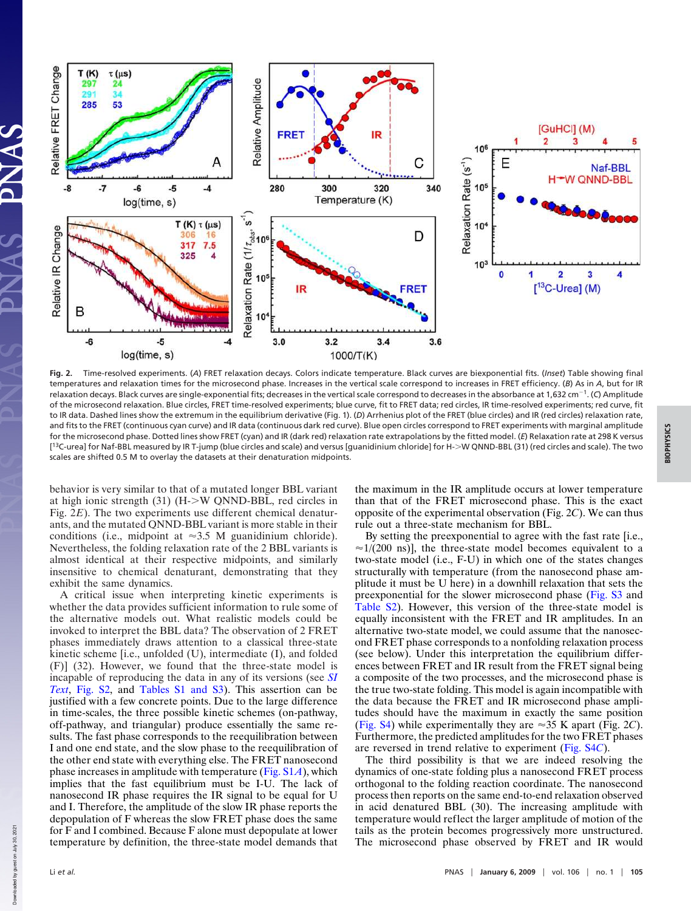Fig. 2. Time-resolved experiments. (*A*) FRET relaxation decays. Colors indicate temperature. Black curves are biexponential fits. (*Inset*) Table showing final temperatures and relaxation times for the microsecond phase. Increases in the vertical scale correspond to increases in FRET efficiency. (*B*) As in *A*, but for IR relaxation decays. Black curves are single-exponential fits; decreases in the vertical scale correspond to decreases in the absorbance at 1,632 $cm^{-1}$. (*C*) Amplitude of the microsecond relaxation. Blue circles, FRET time-resolved experiments; blue curve, fit to FRET data; red circles, IR time-resolved experiments; red curve, fit to IR data. Dashed lines show the extremum in the equilibrium derivative (Fig. 1). (*D*) Arrhenius plot of the FRET (blue circles) and IR (red circles) relaxation rate, and fits to the FRET (continuous cyan curve) and IR data (continuous dark red curve). Blue open circles correspond to FRET experiments with marginal amplitude for the microsecond phase. Dotted lines show FRET (cyan) and IR (dark red) relaxation rate extrapolations by the fitted model. (*E*) Relaxation rate at 298 K versus [$^{13}$C-urea] for Naf-BBL measured by IR T-jump (blue circles and scale) and versus [guanidinium chloride] for H->W QNND-BBL (31) (red circles and scale). The two scales are shifted 0.5 M to overlay the datasets at their denaturation midpoints.

behavior is very similar to that of a mutated longer BBL variant at high ionic strength (31) (H->W QNND-BBL, red circles in Fig. 2*E*). The two experiments use different chemical denaturants, and the mutated QNND-BBL variant is more stable in their conditions (i.e., midpoint at ≈3.5 M guanidinium chloride). Nevertheless, the folding relaxation rate of the 2 BBL variants is almost identical at their respective midpoints, and similarly insensitive to chemical denaturant, demonstrating that they exhibit the same dynamics.

A critical issue when interpreting kinetic experiments is whether the data provides sufficient information to rule some of the alternative models out. What realistic models could be invoked to interpret the BBL data? The observation of 2 FRET phases immediately draws attention to a classical three-state kinetic scheme [i.e., unfolded (U), intermediate (I), and folded (F)] (32). However, we found that the three-state model is incapable of reproducing the data in any of its versions (see *SI Text*, Fig. S2, and Tables S1 and S3). This assertion can be justified with a few concrete points. Due to the large difference in time-scales, the three possible kinetic schemes (on-pathway, off-pathway, and triangular) produce essentially the same results. The fast phase corresponds to the reequilibration between I and one end state, and the slow phase to the reequilibration of the other end state with everything else. The FRET nanosecond phase increases in amplitude with temperature (Fig. S1*A*), which implies that the fast equilibrium must be I-U. The lack of nanosecond IR phase requires the IR signal to be equal for U and I. Therefore, the amplitude of the slow IR phase reports the depopulation of F whereas the slow FRET phase does the same for F and I combined. Because F alone must depopulate at lower temperature by definition, the three-state model demands that the maximum in the IR amplitude occurs at lower temperature than that of the FRET microsecond phase. This is the exact opposite of the experimental observation (Fig. 2*C*). We can thus rule out a three-state mechanism for BBL.

By setting the preexponential to agree with the fast rate [i.e., ≈1/(200 ns)], the three-state model becomes equivalent to a two-state model (i.e., F-U) in which one of the states changes structurally with temperature (from the nanosecond phase amplitude it must be U here) in a downhill relaxation that sets the preexponential for the slower microsecond phase (Fig. S3 and Table S2). However, this version of the three-state model is equally inconsistent with the FRET and IR amplitudes. In an alternative two-state model, we could assume that the nanosecond FRET phase corresponds to a nonfolding relaxation process (see below). Under this interpretation the equilibrium differences between FRET and IR result from the FRET signal being a composite of the two processes, and the microsecond phase is the true two-state folding. This model is again incompatible with the data because the FRET and IR microsecond phase amplitudes should have the maximum in exactly the same position (Fig. S4) while experimentally they are ≈35 K apart (Fig. 2*C*). Furthermore, the predicted amplitudes for the two FRET phases are reversed in trend relative to experiment (Fig. S4*C*).

The third possibility is that we are indeed resolving the dynamics of one-state folding plus a nanosecond FRET process orthogonal to the folding reaction coordinate. The nanosecond process then reports on the same end-to-end relaxation observed in acid denatured BBL (30). The increasing amplitude with temperature would reflect the larger amplitude of motion of the tails as the protein becomes progressively more unstructured. The microsecond phase observed by FRET and IR would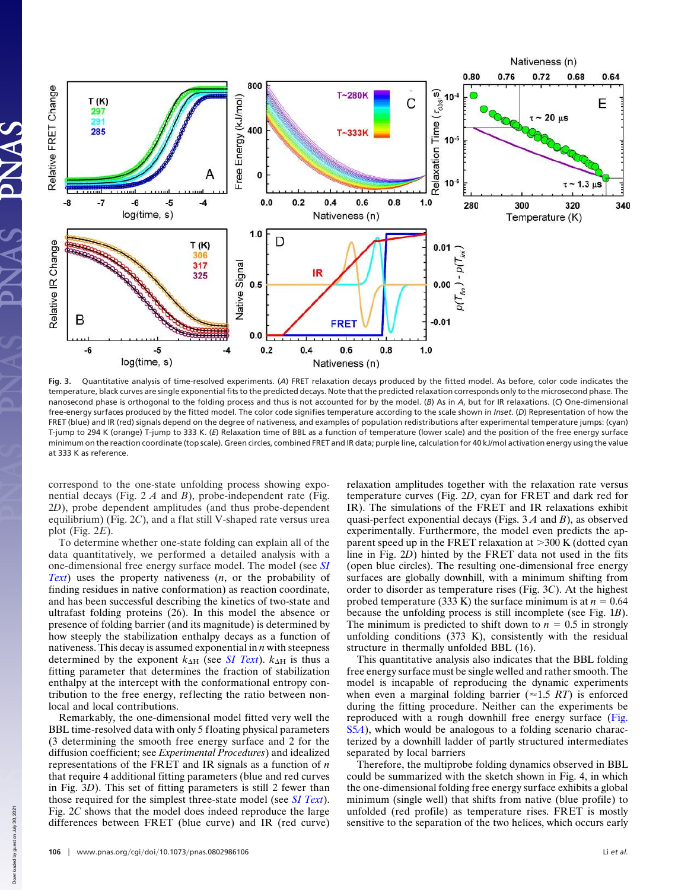**Fig. 3.** Quantitative analysis of time-resolved experiments. (*A*) FRET relaxation decays produced by the fitted model. As before, color code indicates the temperature, black curves are single exponential fits to the predicted decays. Note that the predicted relaxation corresponds only to the microsecond phase. The nanosecond phase is orthogonal to the folding process and thus is not accounted for by the model. (*B*) As in *A*, but for IR relaxations. (*C*) One-dimensional free-energy surfaces produced by the fitted model. The color code signifies temperature according to the scale shown in *Inset*. (*D*) Representation of how the FRET (blue) and IR (red) signals depend on the degree of nativeness, and examples of population redistributions after experimental temperature jumps: (cyan) T-jump to 294 K (orange) T-jump to 333 K. (*E*) Relaxation time of BBL as a function of temperature (lower scale) and the position of the free energy surface minimum on the reaction coordinate (top scale). Green circles, combined FRET and IR data; purple line, calculation for 40 kJ/mol activation energy using the value at 333 K as reference.

correspond to the one-state unfolding process showing exponential decays (Fig. 2 *A* and *B*), probe-independent rate (Fig. 2*D*), probe dependent amplitudes (and thus probe-dependent equilibrium) (Fig. 2*C*), and a flat still V-shaped rate versus urea plot (Fig. 2*E*).

To determine whether one-state folding can explain all of the data quantitatively, we performed a detailed analysis with a one-dimensional free energy surface model. The model (see *SI Text*) uses the property nativeness ($n$, or the probability of finding residues in native conformation) as reaction coordinate, and has been successful describing the kinetics of two-state and ultrafast folding proteins (26). In this model the absence or presence of folding barrier (and its magnitude) is determined by how steeply the stabilization enthalpy decays as a function of nativeness. This decay is assumed exponential in $n$ with steepness determined by the exponent $k_{\Delta H}$ (see *SI Text*). $k_{\Delta H}$ is thus a fitting parameter that determines the fraction of stabilization enthalpy at the intercept with the conformational entropy contribution to the free energy, reflecting the ratio between nonlocal and local contributions.

Remarkably, the one-dimensional model fitted very well the BBL time-resolved data with only 5 floating physical parameters (3 determining the smooth free energy surface and 2 for the diffusion coefficient; see *Experimental Procedures*) and idealized representations of the FRET and IR signals as a function of $n$ that require 4 additional fitting parameters (blue and red curves in Fig. 3*D*). This set of fitting parameters is still 2 fewer than those required for the simplest three-state model (see *SI Text*). Fig. 2*C* shows that the model does indeed reproduce the large differences between FRET (blue curve) and IR (red curve) relaxation amplitudes together with the relaxation rate versus temperature curves (Fig. 2*D*, cyan for FRET and dark red for IR). The simulations of the FRET and IR relaxations exhibit quasi-perfect exponential decays (Figs. 3 *A* and *B*), as observed experimentally. Furthermore, the model even predicts the apparent speed up in the FRET relaxation at >300 K (dotted cyan line in Fig. 2*D*) hinted by the FRET data not used in the fits (open blue circles). The resulting one-dimensional free energy surfaces are globally downhill, with a minimum shifting from order to disorder as temperature rises (Fig. 3*C*). At the highest probed temperature (333 K) the surface minimum is at $n = 0.64$ because the unfolding process is still incomplete (see Fig. 1*B*). The minimum is predicted to shift down to $n = 0.5$ in strongly unfolding conditions (373 K), consistently with the residual structure in thermally unfolded BBL (16).

This quantitative analysis also indicates that the BBL folding free energy surface must be single welled and rather smooth. The model is incapable of reproducing the dynamic experiments when even a marginal folding barrier ($\approx 1.5\ RT$) is enforced during the fitting procedure. Neither can the experiments be reproduced with a rough downhill free energy surface (Fig. S5*A*), which would be analogous to a folding scenario characterized by a downhill ladder of partly structured intermediates separated by local barriers

Therefore, the multiprobe folding dynamics observed in BBL could be summarized with the sketch shown in Fig. 4, in which the one-dimensional folding free energy surface exhibits a global minimum (single well) that shifts from native (blue profile) to unfolded (red profile) as temperature rises. FRET is mostly sensitive to the separation of the two helices, which occurs early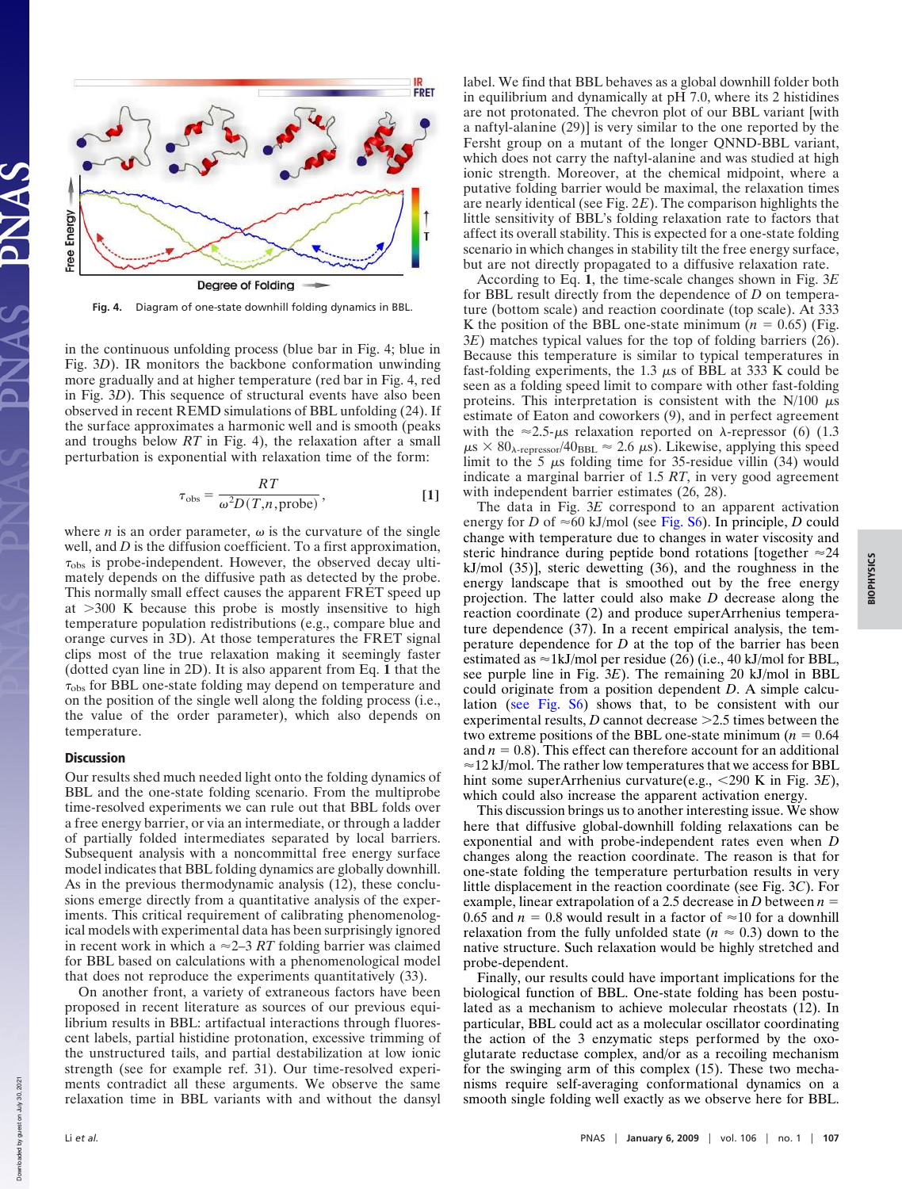Fig. 4. Diagram of one-state downhill folding dynamics in BBL.

in the continuous unfolding process (blue bar in Fig. 4; blue in Fig. 3*D*). IR monitors the backbone conformation unwinding more gradually and at higher temperature (red bar in Fig. 4, red in Fig. 3*D*). This sequence of structural events have also been observed in recent REMD simulations of BBL unfolding (24). If the surface approximates a harmonic well and is smooth (peaks and troughs below *RT* in Fig. 4), the relaxation after a small perturbation is exponential with relaxation time of the form:

$$\tau_{obs} = \frac{RT}{\omega^2 D(T, n, \text{probe})}, \qquad [1]$$

where *n* is an order parameter, $\omega$ is the curvature of the single well, and *D* is the diffusion coefficient. To a first approximation, $\tau_{obs}$ is probe-independent. However, the observed decay ultimately depends on the diffusive path as detected by the probe. This normally small effect causes the apparent FRET speed up at >300 K because this probe is mostly insensitive to high temperature population redistributions (e.g., compare blue and orange curves in 3D). At those temperatures the FRET signal clips most of the true relaxation making it seemingly faster (dotted cyan line in 2D). It is also apparent from Eq. **1** that the $\tau_{obs}$ for BBL one-state folding may depend on temperature and on the position of the single well along the folding process (i.e., the value of the order parameter), which also depends on temperature.

## Discussion

Our results shed much needed light onto the folding dynamics of BBL and the one-state folding scenario. From the multiprobe time-resolved experiments we can rule out that BBL folds over a free energy barrier, or via an intermediate, or through a ladder of partially folded intermediates separated by local barriers. Subsequent analysis with a noncommittal free energy surface model indicates that BBL folding dynamics are globally downhill. As in the previous thermodynamic analysis (12), these conclusions emerge directly from a quantitative analysis of the experiments. This critical requirement of calibrating phenomenological models with experimental data has been surprisingly ignored in recent work in which a ≈2–3 *RT* folding barrier was claimed for BBL based on calculations with a phenomenological model that does not reproduce the experiments quantitatively (33).

On another front, a variety of extraneous factors have been proposed in recent literature as sources of our previous equilibrium results in BBL: artifactual interactions through fluorescent labels, partial histidine protonation, excessive trimming of the unstructured tails, and partial destabilization at low ionic strength (see for example ref. 31). Our time-resolved experiments contradict all these arguments. We observe the same relaxation time in BBL variants with and without the dansyl label. We find that BBL behaves as a global downhill folder both in equilibrium and dynamically at pH 7.0, where its 2 histidines are not protonated. The chevron plot of our BBL variant [with a naftyl-alanine (29)] is very similar to the one reported by the Fersht group on a mutant of the longer QNND-BBL variant, which does not carry the naftyl-alanine and was studied at high ionic strength. Moreover, at the chemical midpoint, where a putative folding barrier would be maximal, the relaxation times are nearly identical (see Fig. 2*E*). The comparison highlights the little sensitivity of BBL's folding relaxation rate to factors that affect its overall stability. This is expected for a one-state folding scenario in which changes in stability tilt the free energy surface, but are not directly propagated to a diffusive relaxation rate.

According to Eq. **1**, the time-scale changes shown in Fig. 3*E* for BBL result directly from the dependence of *D* on temperature (bottom scale) and reaction coordinate (top scale). At 333 K the position of the BBL one-state minimum ($n$ = 0.65) (Fig. 3*E*) matches typical values for the top of folding barriers (26). Because this temperature is similar to typical temperatures in fast-folding experiments, the 1.3 $\mu$s of BBL at 333 K could be seen as a folding speed limit to compare with other fast-folding proteins. This interpretation is consistent with the N/100 $\mu$s estimate of Eaton and coworkers (9), and in perfect agreement with the ≈2.5-$\mu$s relaxation reported on λ-repressor (6) (1.3 $\mu$s × $80_{\lambda\text{-repressor}}/40_{\text{BBL}}$ ≈ 2.6 $\mu$s). Likewise, applying this speed limit to the 5 $\mu$s folding time for 35-residue villin (34) would indicate a marginal barrier of 1.5 *RT*, in very good agreement with independent barrier estimates (26, 28).

The data in Fig. 3*E* correspond to an apparent activation energy for *D* of ≈60 kJ/mol (see Fig. S6). In principle, *D* could change with temperature due to changes in water viscosity and steric hindrance during peptide bond rotations [together ≈24 kJ/mol (35)], steric dewetting (36), and the roughness in the energy landscape that is smoothed out by the free energy projection. The latter could also make *D* decrease along the reaction coordinate (2) and produce superArrhenius temperature dependence (37). In a recent empirical analysis, the temperature dependence for *D* at the top of the barrier has been estimated as ≈1kJ/mol per residue (26) (i.e., 40 kJ/mol for BBL, see purple line in Fig. 3*E*). The remaining 20 kJ/mol in BBL could originate from a position dependent *D*. A simple calculation (see Fig. S6) shows that, to be consistent with our experimental results, *D* cannot decrease >2.5 times between the two extreme positions of the BBL one-state minimum ($n$ = 0.64 and $n$ = 0.8). This effect can therefore account for an additional ≈12 kJ/mol. The rather low temperatures that we access for BBL hint some superArrhenius curvature(e.g., <290 K in Fig. 3*E*), which could also increase the apparent activation energy.

This discussion brings us to another interesting issue. We show here that diffusive global-downhill folding relaxations can be exponential and with probe-independent rates even when *D* changes along the reaction coordinate. The reason is that for one-state folding the temperature perturbation results in very little displacement in the reaction coordinate (see Fig. 3*C*). For example, linear extrapolation of a 2.5 decrease in *D* between $n$ = 0.65 and $n$ = 0.8 would result in a factor of ≈10 for a downhill relaxation from the fully unfolded state ($n$ ≈ 0.3) down to the native structure. Such relaxation would be highly stretched and probe-dependent.

Finally, our results could have important implications for the biological function of BBL. One-state folding has been postulated as a mechanism to achieve molecular rheostats (12). In particular, BBL could act as a molecular oscillator coordinating the action of the 3 enzymatic steps performed by the oxoglutarate reductase complex, and/or as a recoiling mechanism for the swinging arm of this complex (15). These two mechanisms require self-averaging conformational dynamics on a smooth single folding well exactly as we observe here for BBL.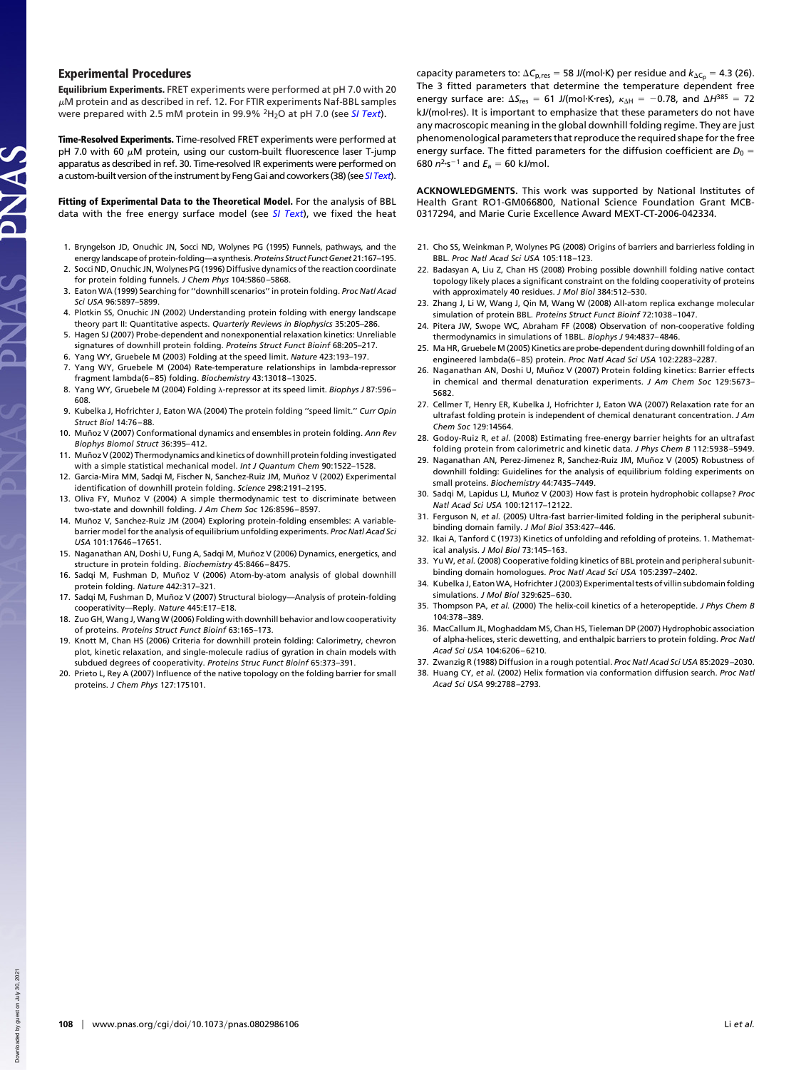## Experimental Procedures

**Equilibrium Experiments.** FRET experiments were performed at pH 7.0 with 20 $\mu$M protein and as described in ref. 12. For FTIR experiments Naf-BBL samples were prepared with 2.5 mM protein in 99.9% $^{2}H_2O$ at pH 7.0 (see *SI Text*).

**Time-Resolved Experiments.** Time-resolved FRET experiments were performed at pH 7.0 with 60 $\mu$M protein, using our custom-built fluorescence laser T-jump apparatus as described in ref. 30. Time-resolved IR experiments were performed on a custom-built version of the instrument by Feng Gai and coworkers (38) (see *SI Text*).

**Fitting of Experimental Data to the Theoretical Model.** For the analysis of BBL data with the free energy surface model (see *SI Text*), we fixed the heat capacity parameters to: $\Delta C_{p,res}$ = 58 J/(mol·K) per residue and $k_{\Delta C_p}$ = 4.3 (26). The 3 fitted parameters that determine the temperature dependent free energy surface are: $\Delta S_{res}$ = 61 J/(mol·K·res), $\kappa_{\Delta H}$ = −0.78, and $\Delta H^{385}$ = 72 kJ/(mol·res). It is important to emphasize that these parameters do not have any macroscopic meaning in the global downhill folding regime. They are just phenomenological parameters that reproduce the required shape for the free energy surface. The fitted parameters for the diffusion coefficient are $D_0$ = 680 $n^2 \cdot s^{-1}$ and $E_a$ = 60 kJ/mol.

**ACKNOWLEDGMENTS.** This work was supported by National Institutes of Health Grant RO1-GM066800, National Science Foundation Grant MCB-0317294, and Marie Curie Excellence Award MEXT-CT-2006-042334.

1. Bryngelson JD, Onuchic JN, Socci ND, Wolynes PG (1995) Funnels, pathways, and the energy landscape of protein-folding—a synthesis. *Proteins Struct Funct Genet* 21:167–195.
2. Socci ND, Onuchic JN, Wolynes PG (1996) Diffusive dynamics of the reaction coordinate for protein folding funnels. *J Chem Phys* 104:5860–5868.
3. Eaton WA (1999) Searching for "downhill scenarios" in protein folding. *Proc Natl Acad Sci USA* 96:5897–5899.
4. Plotkin SS, Onuchic JN (2002) Understanding protein folding with energy landscape theory part II: Quantitative aspects. *Quarterly Reviews in Biophysics* 35:205–286.
5. Hagen SJ (2007) Probe-dependent and nonexponential relaxation kinetics: Unreliable signatures of downhill protein folding. *Proteins Struct Funct Bioinf* 68:205–217.
6. Yang WY, Gruebele M (2003) Folding at the speed limit. *Nature* 423:193–197.
7. Yang WY, Gruebele M (2004) Rate-temperature relationships in lambda-repressor fragment lambda(6–85) folding. *Biochemistry* 43:13018–13025.
8. Yang WY, Gruebele M (2004) Folding λ-repressor at its speed limit. *Biophys J* 87:596–608.
9. Kubelka J, Hofrichter J, Eaton WA (2004) The protein folding "speed limit." *Curr Opin Struct Biol* 14:76–88.
10. Muñoz V (2007) Conformational dynamics and ensembles in protein folding. *Ann Rev Biophys Biomol Struct* 36:395–412.
11. Muñoz V (2002) Thermodynamics and kinetics of downhill protein folding investigated with a simple statistical mechanical model. *Int J Quantum Chem* 90:1522–1528.
12. Garcia-Mira MM, Sadqi M, Fischer N, Sanchez-Ruiz JM, Muñoz V (2002) Experimental identification of downhill protein folding. *Science* 298:2191–2195.
13. Oliva FY, Muñoz V (2004) A simple thermodynamic test to discriminate between two-state and downhill folding. *J Am Chem Soc* 126:8596–8597.
14. Muñoz V, Sanchez-Ruiz JM (2004) Exploring protein-folding ensembles: A variable-barrier model for the analysis of equilibrium unfolding experiments. *Proc Natl Acad Sci USA* 101:17646–17651.
15. Naganathan AN, Doshi U, Fung A, Sadqi M, Muñoz V (2006) Dynamics, energetics, and structure in protein folding. *Biochemistry* 45:8466–8475.
16. Sadqi M, Fushman D, Muñoz V (2006) Atom-by-atom analysis of global downhill protein folding. *Nature* 442:317–321.
17. Sadqi M, Fushman D, Muñoz V (2007) Structural biology—Analysis of protein-folding cooperativity—Reply. *Nature* 445:E17–E18.
18. Zuo GH, Wang J, Wang W (2006) Folding with downhill behavior and low cooperativity of proteins. *Proteins Struct Funct Bioinf* 63:165–173.
19. Knott M, Chan HS (2006) Criteria for downhill protein folding: Calorimetry, chevron plot, kinetic relaxation, and single-molecule radius of gyration in chain models with subdued degrees of cooperativity. *Proteins Struc Funct Bioinf* 65:373–391.
20. Prieto L, Rey A (2007) Influence of the native topology on the folding barrier for small proteins. *J Chem Phys* 127:175101.
21. Cho SS, Weinkman P, Wolynes PG (2008) Origins of barriers and barrierless folding in BBL. *Proc Natl Acad Sci USA* 105:118–123.
22. Badasyan A, Liu Z, Chan HS (2008) Probing possible downhill folding native contact topology likely places a significant constraint on the folding cooperativity of proteins with approximately 40 residues. *J Mol Biol* 384:512–530.
23. Zhang J, Li W, Wang J, Qin M, Wang W (2008) All-atom replica exchange molecular simulation of protein BBL. *Proteins Struct Funct Bioinf* 72:1038–1047.
24. Pitera JW, Swope WC, Abraham FF (2008) Observation of non-cooperative folding thermodynamics in simulations of 1BBL. *Biophys J* 94:4837–4846.
25. Ma HR, Gruebele M (2005) Kinetics are probe-dependent during downhill folding of an engineered lambda(6–85) protein. *Proc Natl Acad Sci USA* 102:2283–2287.
26. Naganathan AN, Doshi U, Muñoz V (2007) Protein folding kinetics: Barrier effects in chemical and thermal denaturation experiments. *J Am Chem Soc* 129:5673–5682.
27. Cellmer T, Henry ER, Kubelka J, Hofrichter J, Eaton WA (2007) Relaxation rate for an ultrafast folding protein is independent of chemical denaturant concentration. *J Am Chem Soc* 129:14564.
28. Godoy-Ruiz R, *et al.* (2008) Estimating free-energy barrier heights for an ultrafast folding protein from calorimetric and kinetic data. *J Phys Chem B* 112:5938–5949.
29. Naganathan AN, Perez-Jimenez R, Sanchez-Ruiz JM, Muñoz V (2005) Robustness of downhill folding: Guidelines for the analysis of equilibrium folding experiments on small proteins. *Biochemistry* 44:7435–7449.
30. Sadqi M, Lapidus LJ, Muñoz V (2003) How fast is protein hydrophobic collapse? *Proc Natl Acad Sci USA* 100:12117–12122.
31. Ferguson N, *et al.* (2005) Ultra-fast barrier-limited folding in the peripheral subunit-binding domain family. *J Mol Biol* 353:427–446.
32. Ikai A, Tanford C (1973) Kinetics of unfolding and refolding of proteins. 1. Mathematical analysis. *J Mol Biol* 73:145–163.
33. Yu W, *et al.* (2008) Cooperative folding kinetics of BBL protein and peripheral subunit-binding domain homologues. *Proc Natl Acad Sci USA* 105:2397–2402.
34. Kubelka J, Eaton WA, Hofrichter J (2003) Experimental tests of villin subdomain folding simulations. *J Mol Biol* 329:625–630.
35. Thompson PA, *et al.* (2000) The helix-coil kinetics of a heteropeptide. *J Phys Chem B* 104:378–389.
36. MacCallum JL, Moghaddam MS, Chan HS, Tieleman DP (2007) Hydrophobic association of alpha-helices, steric dewetting, and enthalpic barriers to protein folding. *Proc Natl Acad Sci USA* 104:6206–6210.
37. Zwanzig R (1988) Diffusion in a rough potential. *Proc Natl Acad Sci USA* 85:2029–2030.
38. Huang CY, *et al.* (2002) Helix formation via conformation diffusion search. *Proc Natl Acad Sci USA* 99:2788–2793.